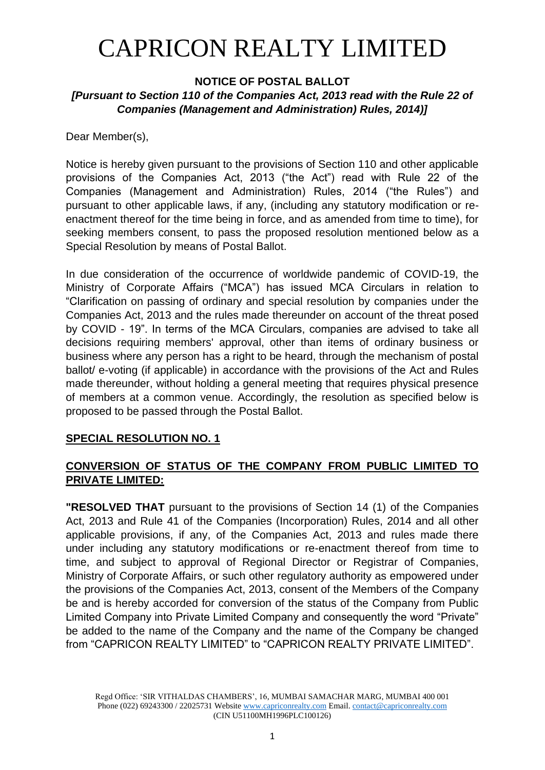# CAPRICON REALTY LIMITED

**NOTICE OF POSTAL BALLOT**

***[Pursuant to Section 110 of the Companies Act, 2013 read with the Rule 22 of Companies (Management and Administration) Rules, 2014)]***

Dear Member(s),

Notice is hereby given pursuant to the provisions of Section 110 and other applicable provisions of the Companies Act, 2013 ("the Act") read with Rule 22 of the Companies (Management and Administration) Rules, 2014 ("the Rules") and pursuant to other applicable laws, if any, (including any statutory modification or re-enactment thereof for the time being in force, and as amended from time to time), for seeking members consent, to pass the proposed resolution mentioned below as a Special Resolution by means of Postal Ballot.

In due consideration of the occurrence of worldwide pandemic of COVID-19, the Ministry of Corporate Affairs ("MCA") has issued MCA Circulars in relation to "Clarification on passing of ordinary and special resolution by companies under the Companies Act, 2013 and the rules made thereunder on account of the threat posed by COVID - 19". In terms of the MCA Circulars, companies are advised to take all decisions requiring members' approval, other than items of ordinary business or business where any person has a right to be heard, through the mechanism of postal ballot/ e-voting (if applicable) in accordance with the provisions of the Act and Rules made thereunder, without holding a general meeting that requires physical presence of members at a common venue. Accordingly, the resolution as specified below is proposed to be passed through the Postal Ballot.

**SPECIAL RESOLUTION NO. 1**

**CONVERSION OF STATUS OF THE COMPANY FROM PUBLIC LIMITED TO PRIVATE LIMITED:**

**"RESOLVED THAT** pursuant to the provisions of Section 14 (1) of the Companies Act, 2013 and Rule 41 of the Companies (Incorporation) Rules, 2014 and all other applicable provisions, if any, of the Companies Act, 2013 and rules made there under including any statutory modifications or re-enactment thereof from time to time, and subject to approval of Regional Director or Registrar of Companies, Ministry of Corporate Affairs, or such other regulatory authority as empowered under the provisions of the Companies Act, 2013, consent of the Members of the Company be and is hereby accorded for conversion of the status of the Company from Public Limited Company into Private Limited Company and consequently the word "Private" be added to the name of the Company and the name of the Company be changed from "CAPRICON REALTY LIMITED" to "CAPRICON REALTY PRIVATE LIMITED".

Regd Office: 'SIR VITHALDAS CHAMBERS', 16, MUMBAI SAMACHAR MARG, MUMBAI 400 001
Phone (022) 69243300 / 22025731 Website www.capriconrealty.com Email. contact@capriconrealty.com
(CIN U51100MH1996PLC100126)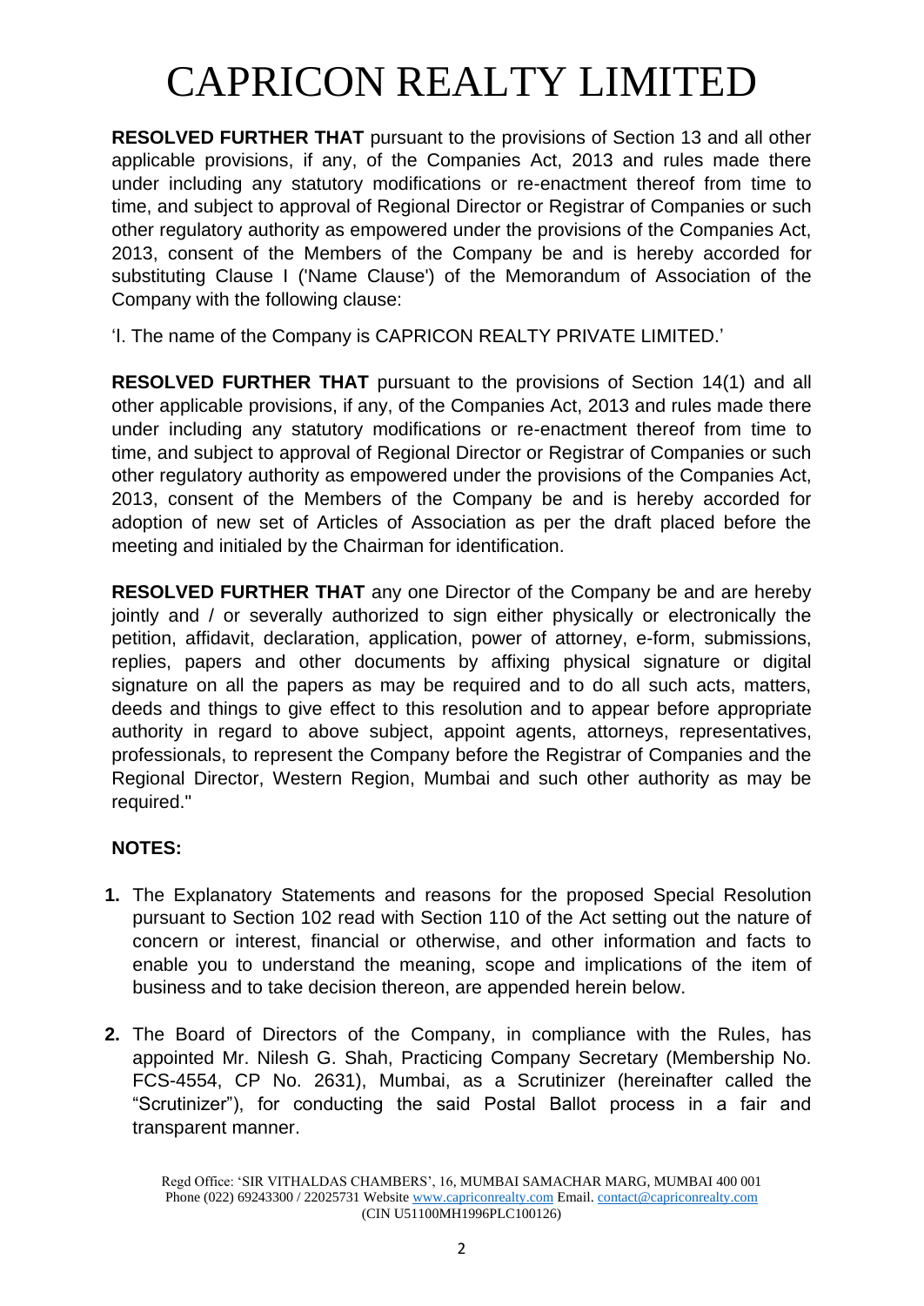**RESOLVED FURTHER THAT** pursuant to the provisions of Section 13 and all other applicable provisions, if any, of the Companies Act, 2013 and rules made there under including any statutory modifications or re-enactment thereof from time to time, and subject to approval of Regional Director or Registrar of Companies or such other regulatory authority as empowered under the provisions of the Companies Act, 2013, consent of the Members of the Company be and is hereby accorded for substituting Clause I ('Name Clause') of the Memorandum of Association of the Company with the following clause:

'I. The name of the Company is CAPRICON REALTY PRIVATE LIMITED.'

**RESOLVED FURTHER THAT** pursuant to the provisions of Section 14(1) and all other applicable provisions, if any, of the Companies Act, 2013 and rules made there under including any statutory modifications or re-enactment thereof from time to time, and subject to approval of Regional Director or Registrar of Companies or such other regulatory authority as empowered under the provisions of the Companies Act, 2013, consent of the Members of the Company be and is hereby accorded for adoption of new set of Articles of Association as per the draft placed before the meeting and initialed by the Chairman for identification.

**RESOLVED FURTHER THAT** any one Director of the Company be and are hereby jointly and / or severally authorized to sign either physically or electronically the petition, affidavit, declaration, application, power of attorney, e-form, submissions, replies, papers and other documents by affixing physical signature or digital signature on all the papers as may be required and to do all such acts, matters, deeds and things to give effect to this resolution and to appear before appropriate authority in regard to above subject, appoint agents, attorneys, representatives, professionals, to represent the Company before the Registrar of Companies and the Regional Director, Western Region, Mumbai and such other authority as may be required."

**NOTES:**

1. The Explanatory Statements and reasons for the proposed Special Resolution pursuant to Section 102 read with Section 110 of the Act setting out the nature of concern or interest, financial or otherwise, and other information and facts to enable you to understand the meaning, scope and implications of the item of business and to take decision thereon, are appended herein below.

2. The Board of Directors of the Company, in compliance with the Rules, has appointed Mr. Nilesh G. Shah, Practicing Company Secretary (Membership No. FCS-4554, CP No. 2631), Mumbai, as a Scrutinizer (hereinafter called the "Scrutinizer"), for conducting the said Postal Ballot process in a fair and transparent manner.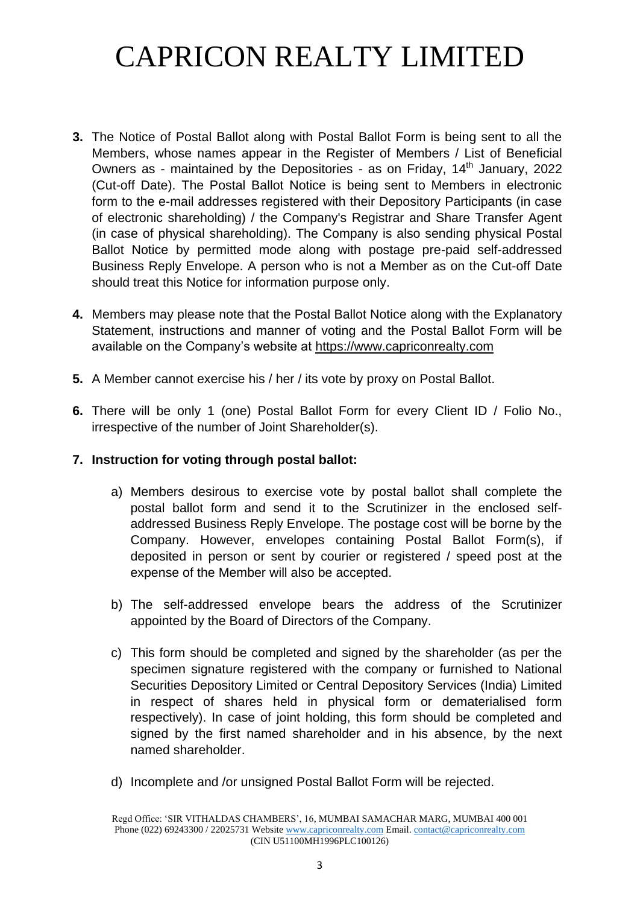# CAPRICON REALTY LIMITED

**3.** The Notice of Postal Ballot along with Postal Ballot Form is being sent to all the Members, whose names appear in the Register of Members / List of Beneficial Owners as - maintained by the Depositories - as on Friday, 14th January, 2022 (Cut-off Date). The Postal Ballot Notice is being sent to Members in electronic form to the e-mail addresses registered with their Depository Participants (in case of electronic shareholding) / the Company's Registrar and Share Transfer Agent (in case of physical shareholding). The Company is also sending physical Postal Ballot Notice by permitted mode along with postage pre-paid self-addressed Business Reply Envelope. A person who is not a Member as on the Cut-off Date should treat this Notice for information purpose only.

**4.** Members may please note that the Postal Ballot Notice along with the Explanatory Statement, instructions and manner of voting and the Postal Ballot Form will be available on the Company's website at https://www.capriconrealty.com

**5.** A Member cannot exercise his / her / its vote by proxy on Postal Ballot.

**6.** There will be only 1 (one) Postal Ballot Form for every Client ID / Folio No., irrespective of the number of Joint Shareholder(s).

**7. Instruction for voting through postal ballot:**

a) Members desirous to exercise vote by postal ballot shall complete the postal ballot form and send it to the Scrutinizer in the enclosed self-addressed Business Reply Envelope. The postage cost will be borne by the Company. However, envelopes containing Postal Ballot Form(s), if deposited in person or sent by courier or registered / speed post at the expense of the Member will also be accepted.

b) The self-addressed envelope bears the address of the Scrutinizer appointed by the Board of Directors of the Company.

c) This form should be completed and signed by the shareholder (as per the specimen signature registered with the company or furnished to National Securities Depository Limited or Central Depository Services (India) Limited in respect of shares held in physical form or dematerialised form respectively). In case of joint holding, this form should be completed and signed by the first named shareholder and in his absence, by the next named shareholder.

d) Incomplete and /or unsigned Postal Ballot Form will be rejected.

Regd Office: 'SIR VITHALDAS CHAMBERS', 16, MUMBAI SAMACHAR MARG, MUMBAI 400 001
Phone (022) 69243300 / 22025731 Website www.capriconrealty.com Email. contact@capriconrealty.com
(CIN U51100MH1996PLC100126)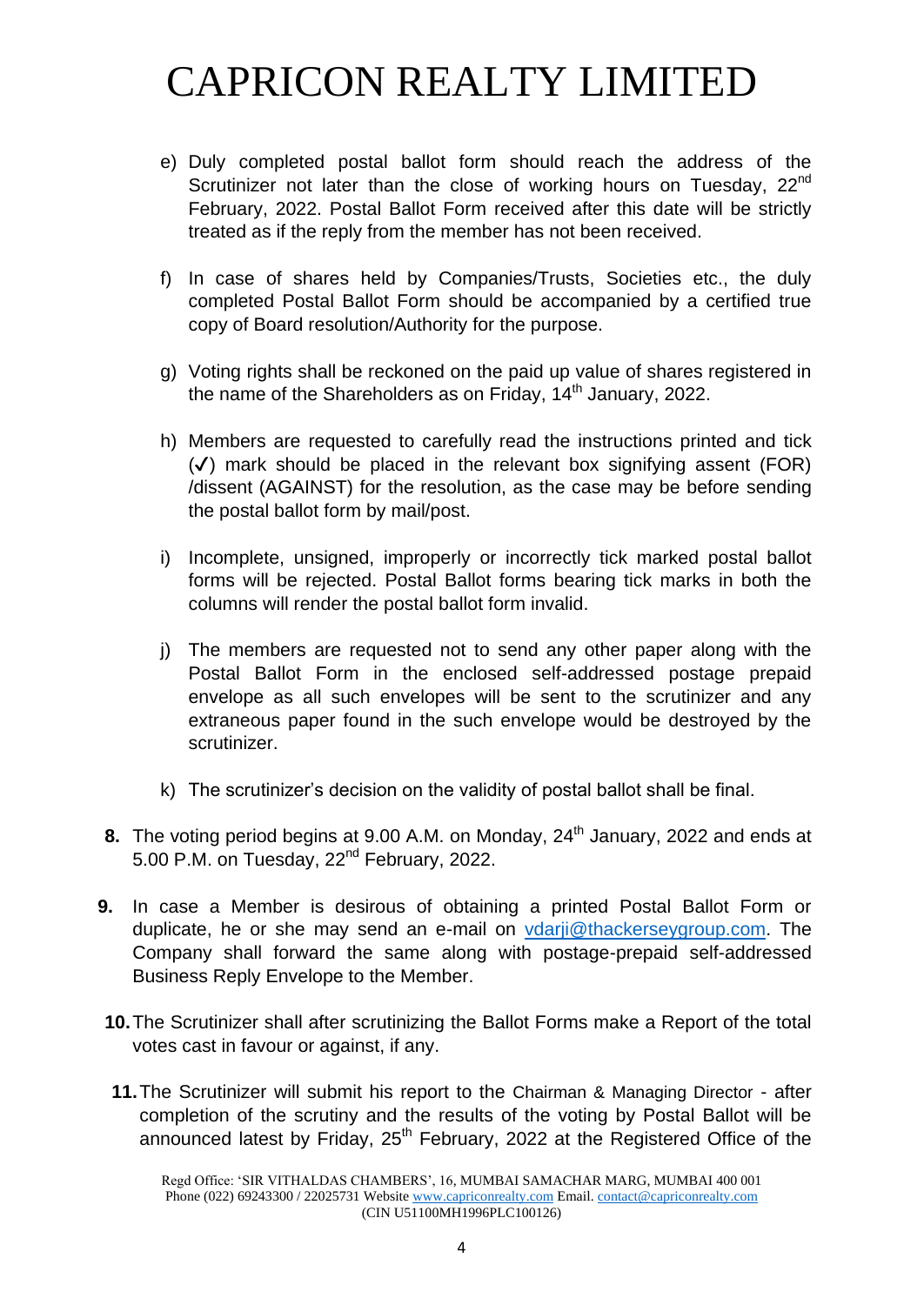# CAPRICON REALTY LIMITED

e) Duly completed postal ballot form should reach the address of the Scrutinizer not later than the close of working hours on Tuesday, 22nd February, 2022. Postal Ballot Form received after this date will be strictly treated as if the reply from the member has not been received.

f) In case of shares held by Companies/Trusts, Societies etc., the duly completed Postal Ballot Form should be accompanied by a certified true copy of Board resolution/Authority for the purpose.

g) Voting rights shall be reckoned on the paid up value of shares registered in the name of the Shareholders as on Friday, 14th January, 2022.

h) Members are requested to carefully read the instructions printed and tick (✓) mark should be placed in the relevant box signifying assent (FOR) /dissent (AGAINST) for the resolution, as the case may be before sending the postal ballot form by mail/post.

i) Incomplete, unsigned, improperly or incorrectly tick marked postal ballot forms will be rejected. Postal Ballot forms bearing tick marks in both the columns will render the postal ballot form invalid.

j) The members are requested not to send any other paper along with the Postal Ballot Form in the enclosed self-addressed postage prepaid envelope as all such envelopes will be sent to the scrutinizer and any extraneous paper found in the such envelope would be destroyed by the scrutinizer.

k) The scrutinizer's decision on the validity of postal ballot shall be final.

**8.** The voting period begins at 9.00 A.M. on Monday, 24th January, 2022 and ends at 5.00 P.M. on Tuesday, 22nd February, 2022.

**9.** In case a Member is desirous of obtaining a printed Postal Ballot Form or duplicate, he or she may send an e-mail on vdarji@thackerseygroup.com. The Company shall forward the same along with postage-prepaid self-addressed Business Reply Envelope to the Member.

**10.** The Scrutinizer shall after scrutinizing the Ballot Forms make a Report of the total votes cast in favour or against, if any.

**11.** The Scrutinizer will submit his report to the Chairman & Managing Director - after completion of the scrutiny and the results of the voting by Postal Ballot will be announced latest by Friday, 25th February, 2022 at the Registered Office of the

Regd Office: 'SIR VITHALDAS CHAMBERS', 16, MUMBAI SAMACHAR MARG, MUMBAI 400 001
Phone (022) 69243300 / 22025731 Website www.capriconrealty.com Email. contact@capriconrealty.com
(CIN U51100MH1996PLC100126)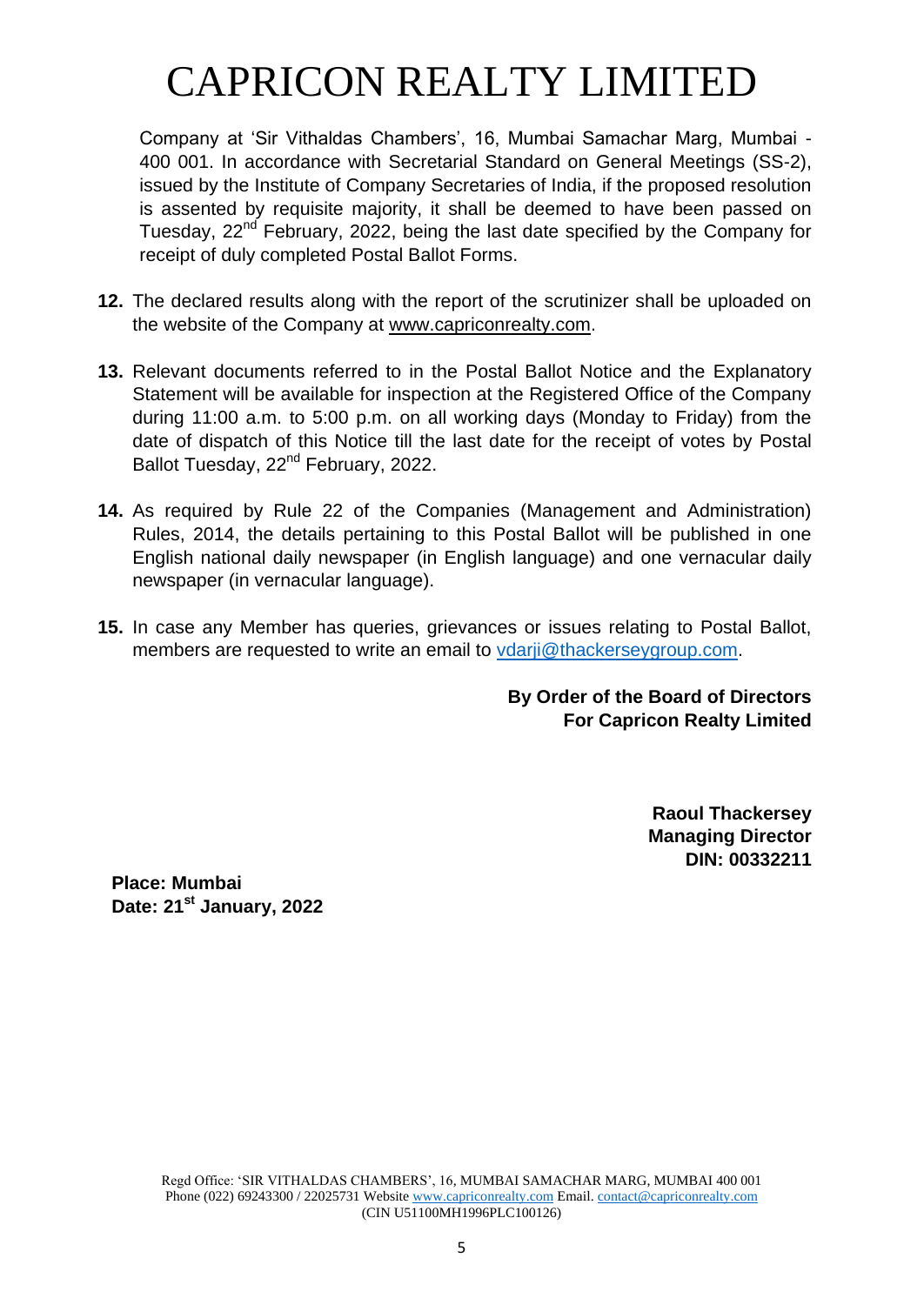Company at 'Sir Vithaldas Chambers', 16, Mumbai Samachar Marg, Mumbai - 400 001. In accordance with Secretarial Standard on General Meetings (SS-2), issued by the Institute of Company Secretaries of India, if the proposed resolution is assented by requisite majority, it shall be deemed to have been passed on Tuesday, 22nd February, 2022, being the last date specified by the Company for receipt of duly completed Postal Ballot Forms.

**12.** The declared results along with the report of the scrutinizer shall be uploaded on the website of the Company at www.capriconrealty.com.

**13.** Relevant documents referred to in the Postal Ballot Notice and the Explanatory Statement will be available for inspection at the Registered Office of the Company during 11:00 a.m. to 5:00 p.m. on all working days (Monday to Friday) from the date of dispatch of this Notice till the last date for the receipt of votes by Postal Ballot Tuesday, 22nd February, 2022.

**14.** As required by Rule 22 of the Companies (Management and Administration) Rules, 2014, the details pertaining to this Postal Ballot will be published in one English national daily newspaper (in English language) and one vernacular daily newspaper (in vernacular language).

**15.** In case any Member has queries, grievances or issues relating to Postal Ballot, members are requested to write an email to vdarji@thackerseygroup.com.

**By Order of the Board of Directors**
**For Capricon Realty Limited**

**Raoul Thackersey**
**Managing Director**
**DIN: 00332211**

**Place: Mumbai**
**Date: 21st January, 2022**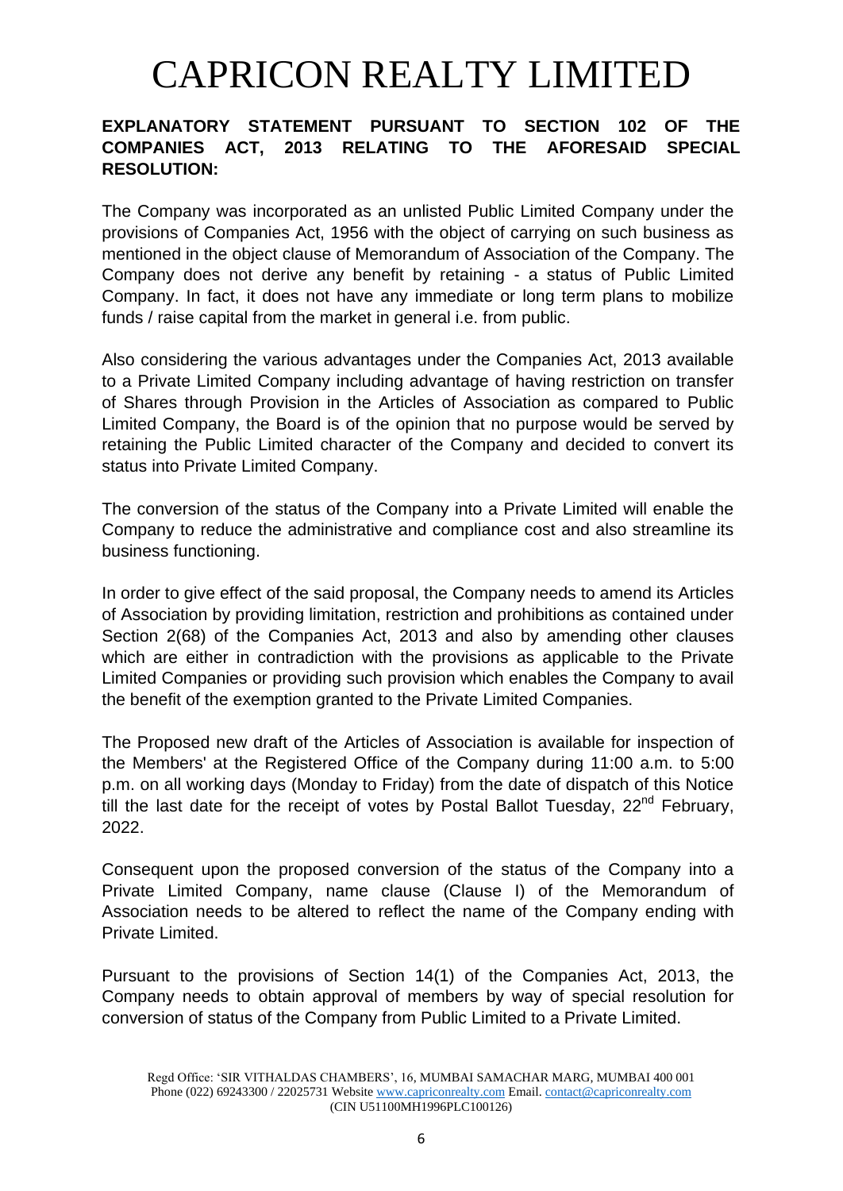# CAPRICON REALTY LIMITED

**EXPLANATORY STATEMENT PURSUANT TO SECTION 102 OF THE COMPANIES ACT, 2013 RELATING TO THE AFORESAID SPECIAL RESOLUTION:**

The Company was incorporated as an unlisted Public Limited Company under the provisions of Companies Act, 1956 with the object of carrying on such business as mentioned in the object clause of Memorandum of Association of the Company. The Company does not derive any benefit by retaining - a status of Public Limited Company. In fact, it does not have any immediate or long term plans to mobilize funds / raise capital from the market in general i.e. from public.

Also considering the various advantages under the Companies Act, 2013 available to a Private Limited Company including advantage of having restriction on transfer of Shares through Provision in the Articles of Association as compared to Public Limited Company, the Board is of the opinion that no purpose would be served by retaining the Public Limited character of the Company and decided to convert its status into Private Limited Company.

The conversion of the status of the Company into a Private Limited will enable the Company to reduce the administrative and compliance cost and also streamline its business functioning.

In order to give effect of the said proposal, the Company needs to amend its Articles of Association by providing limitation, restriction and prohibitions as contained under Section 2(68) of the Companies Act, 2013 and also by amending other clauses which are either in contradiction with the provisions as applicable to the Private Limited Companies or providing such provision which enables the Company to avail the benefit of the exemption granted to the Private Limited Companies.

The Proposed new draft of the Articles of Association is available for inspection of the Members' at the Registered Office of the Company during 11:00 a.m. to 5:00 p.m. on all working days (Monday to Friday) from the date of dispatch of this Notice till the last date for the receipt of votes by Postal Ballot Tuesday, 22nd February, 2022.

Consequent upon the proposed conversion of the status of the Company into a Private Limited Company, name clause (Clause I) of the Memorandum of Association needs to be altered to reflect the name of the Company ending with Private Limited.

Pursuant to the provisions of Section 14(1) of the Companies Act, 2013, the Company needs to obtain approval of members by way of special resolution for conversion of status of the Company from Public Limited to a Private Limited.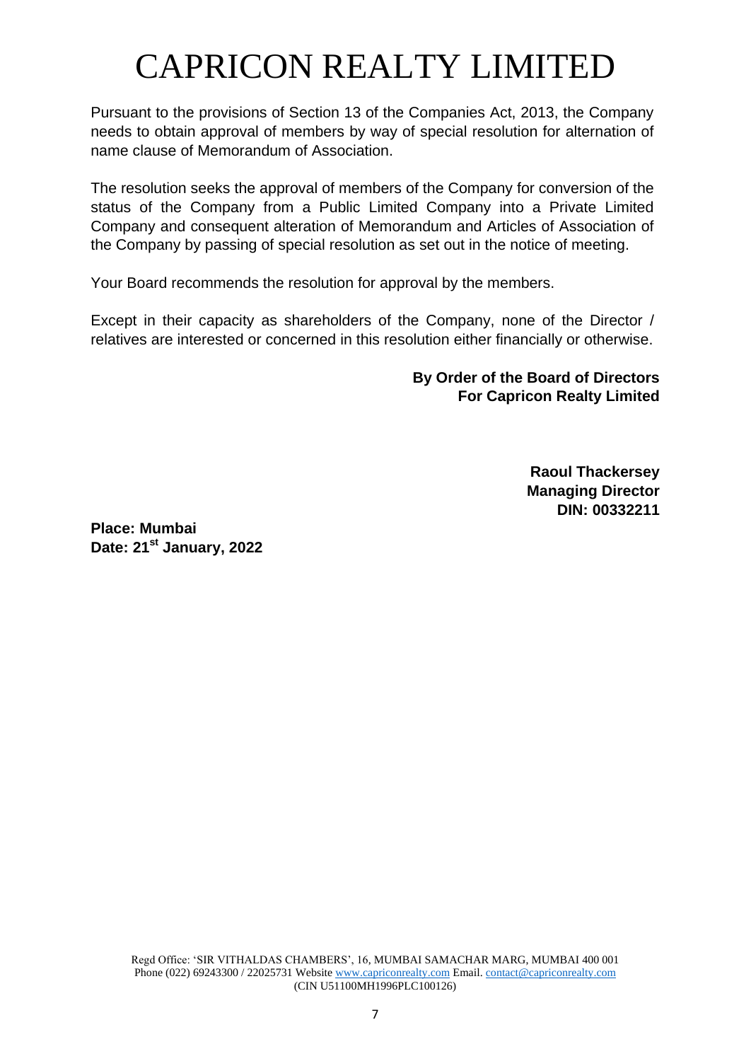# CAPRICON REALTY LIMITED

Pursuant to the provisions of Section 13 of the Companies Act, 2013, the Company needs to obtain approval of members by way of special resolution for alternation of name clause of Memorandum of Association.

The resolution seeks the approval of members of the Company for conversion of the status of the Company from a Public Limited Company into a Private Limited Company and consequent alteration of Memorandum and Articles of Association of the Company by passing of special resolution as set out in the notice of meeting.

Your Board recommends the resolution for approval by the members.

Except in their capacity as shareholders of the Company, none of the Director / relatives are interested or concerned in this resolution either financially or otherwise.

**By Order of the Board of Directors**
**For Capricon Realty Limited**

**Raoul Thackersey**
**Managing Director**
**DIN: 00332211**

**Place: Mumbai**
**Date: 21st January, 2022**

Regd Office: 'SIR VITHALDAS CHAMBERS', 16, MUMBAI SAMACHAR MARG, MUMBAI 400 001
Phone (022) 69243300 / 22025731 Website www.capriconrealty.com Email. contact@capriconrealty.com
(CIN U51100MH1996PLC100126)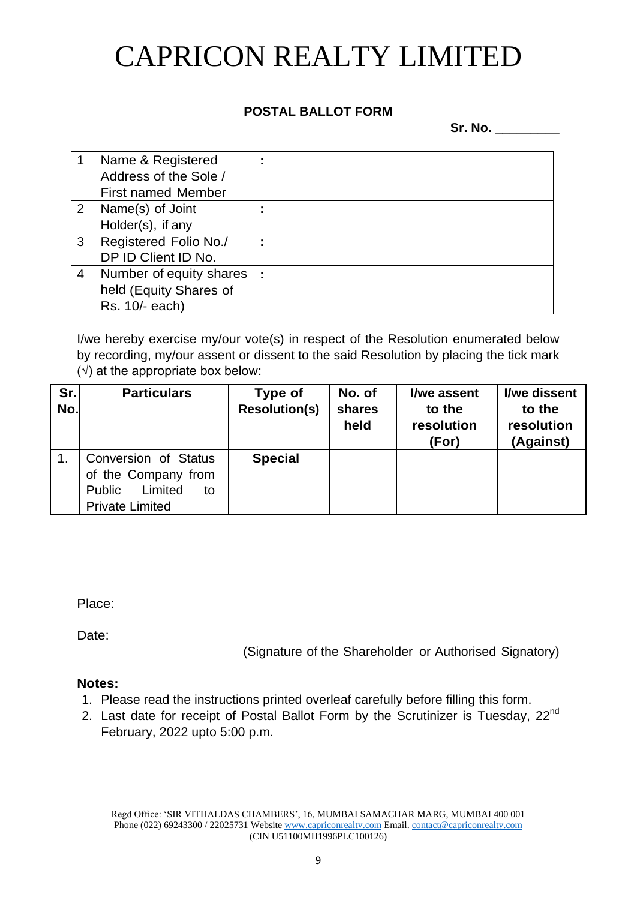# CAPRICON REALTY LIMITED

## POSTAL BALLOT FORM

**Sr. No. \_\_\_\_\_\_\_\_\_**

| | | | |
|---|---|---|---|
| 1 | Name & Registered Address of the Sole / First named Member | : | |
| 2 | Name(s) of Joint Holder(s), if any | : | |
| 3 | Registered Folio No./ DP ID Client ID No. | : | |
| 4 | Number of equity shares held (Equity Shares of Rs. 10/- each) | : | |

I/we hereby exercise my/our vote(s) in respect of the Resolution enumerated below by recording, my/our assent or dissent to the said Resolution by placing the tick mark (√) at the appropriate box below:

| Sr. No. | Particulars | Type of Resolution(s) | No. of shares held | I/we assent to the resolution (For) | I/we dissent to the resolution (Against) |
|---|---|---|---|---|---|
| 1. | Conversion of Status of the Company from Public Limited to Private Limited | **Special** | | | |

Place:

Date:

(Signature of the Shareholder or Authorised Signatory)

**Notes:**

1. Please read the instructions printed overleaf carefully before filling this form.
2. Last date for receipt of Postal Ballot Form by the Scrutinizer is Tuesday, 22nd February, 2022 upto 5:00 p.m.

Regd Office: 'SIR VITHALDAS CHAMBERS', 16, MUMBAI SAMACHAR MARG, MUMBAI 400 001
Phone (022) 69243300 / 22025731 Website www.capriconrealty.com Email. contact@capriconrealty.com
(CIN U51100MH1996PLC100126)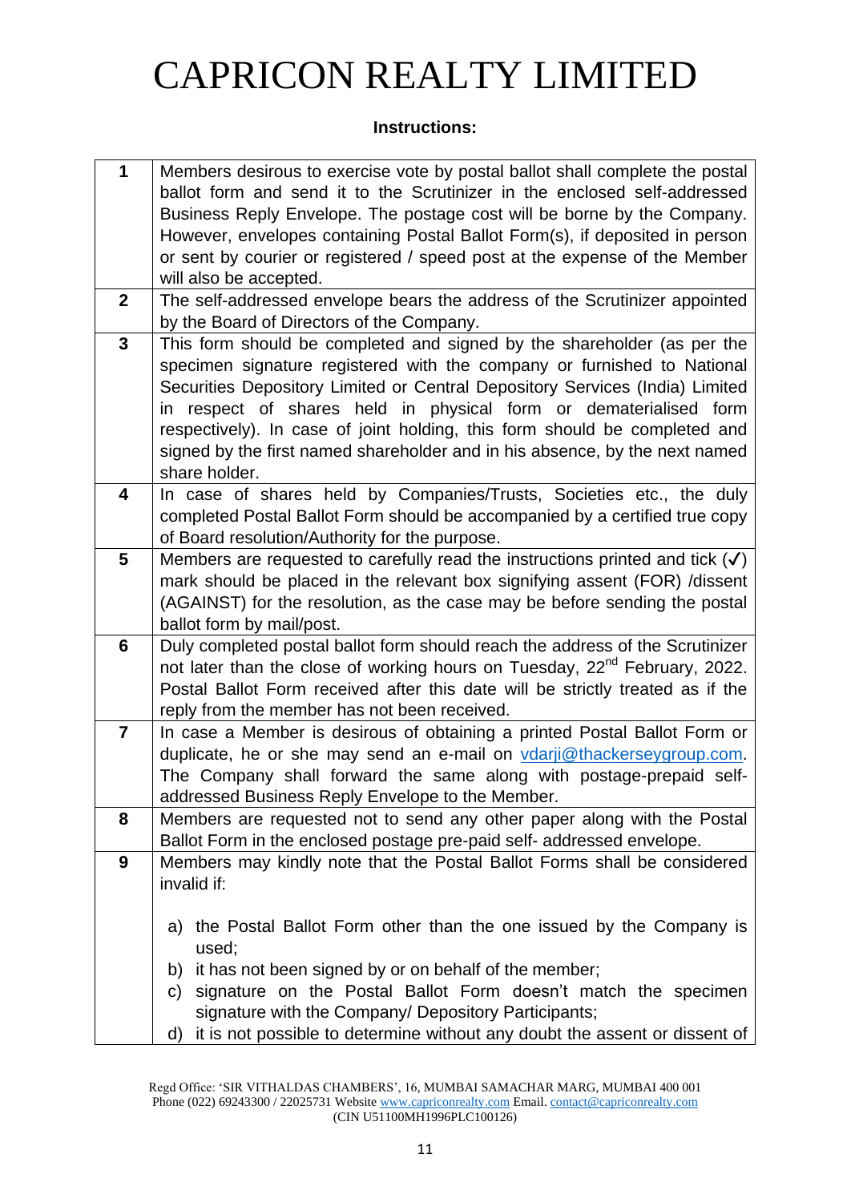# CAPRICON REALTY LIMITED

**Instructions:**

| | |
|---|---|
| **1** | Members desirous to exercise vote by postal ballot shall complete the postal ballot form and send it to the Scrutinizer in the enclosed self-addressed Business Reply Envelope. The postage cost will be borne by the Company. However, envelopes containing Postal Ballot Form(s), if deposited in person or sent by courier or registered / speed post at the expense of the Member will also be accepted. |
| **2** | The self-addressed envelope bears the address of the Scrutinizer appointed by the Board of Directors of the Company. |
| **3** | This form should be completed and signed by the shareholder (as per the specimen signature registered with the company or furnished to National Securities Depository Limited or Central Depository Services (India) Limited in respect of shares held in physical form or dematerialised form respectively). In case of joint holding, this form should be completed and signed by the first named shareholder and in his absence, by the next named share holder. |
| **4** | In case of shares held by Companies/Trusts, Societies etc., the duly completed Postal Ballot Form should be accompanied by a certified true copy of Board resolution/Authority for the purpose. |
| **5** | Members are requested to carefully read the instructions printed and tick (✓) mark should be placed in the relevant box signifying assent (FOR) /dissent (AGAINST) for the resolution, as the case may be before sending the postal ballot form by mail/post. |
| **6** | Duly completed postal ballot form should reach the address of the Scrutinizer not later than the close of working hours on Tuesday, 22nd February, 2022. Postal Ballot Form received after this date will be strictly treated as if the reply from the member has not been received. |
| **7** | In case a Member is desirous of obtaining a printed Postal Ballot Form or duplicate, he or she may send an e-mail on vdarji@thackerseygroup.com. The Company shall forward the same along with postage-prepaid self-addressed Business Reply Envelope to the Member. |
| **8** | Members are requested not to send any other paper along with the Postal Ballot Form in the enclosed postage pre-paid self- addressed envelope. |
| **9** | Members may kindly note that the Postal Ballot Forms shall be considered invalid if:<br><br>a) the Postal Ballot Form other than the one issued by the Company is used;<br>b) it has not been signed by or on behalf of the member;<br>c) signature on the Postal Ballot Form doesn't match the specimen signature with the Company/ Depository Participants;<br>d) it is not possible to determine without any doubt the assent or dissent of |

Regd Office: 'SIR VITHALDAS CHAMBERS', 16, MUMBAI SAMACHAR MARG, MUMBAI 400 001
Phone (022) 69243300 / 22025731 Website www.capriconrealty.com Email. contact@capriconrealty.com
(CIN U51100MH1996PLC100126)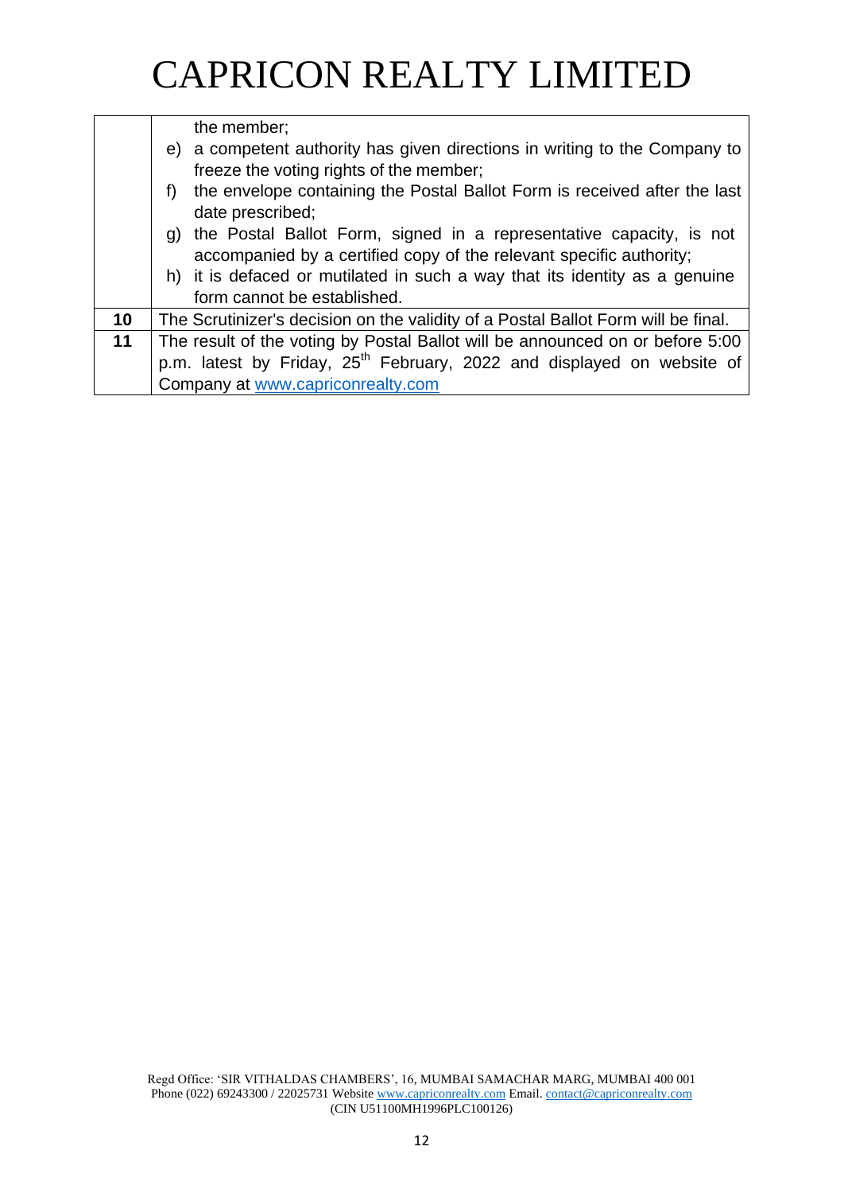# CAPRICON REALTY LIMITED

| | |
|---|---|
| | the member;<br>e) a competent authority has given directions in writing to the Company to freeze the voting rights of the member;<br>f) the envelope containing the Postal Ballot Form is received after the last date prescribed;<br>g) the Postal Ballot Form, signed in a representative capacity, is not accompanied by a certified copy of the relevant specific authority;<br>h) it is defaced or mutilated in such a way that its identity as a genuine form cannot be established. |
| **10** | The Scrutinizer's decision on the validity of a Postal Ballot Form will be final. |
| **11** | The result of the voting by Postal Ballot will be announced on or before 5:00 p.m. latest by Friday, 25th February, 2022 and displayed on website of Company at www.capriconrealty.com |

Regd Office: 'SIR VITHALDAS CHAMBERS', 16, MUMBAI SAMACHAR MARG, MUMBAI 400 001
Phone (022) 69243300 / 22025731 Website www.capriconrealty.com Email. contact@capriconrealty.com
(CIN U51100MH1996PLC100126)